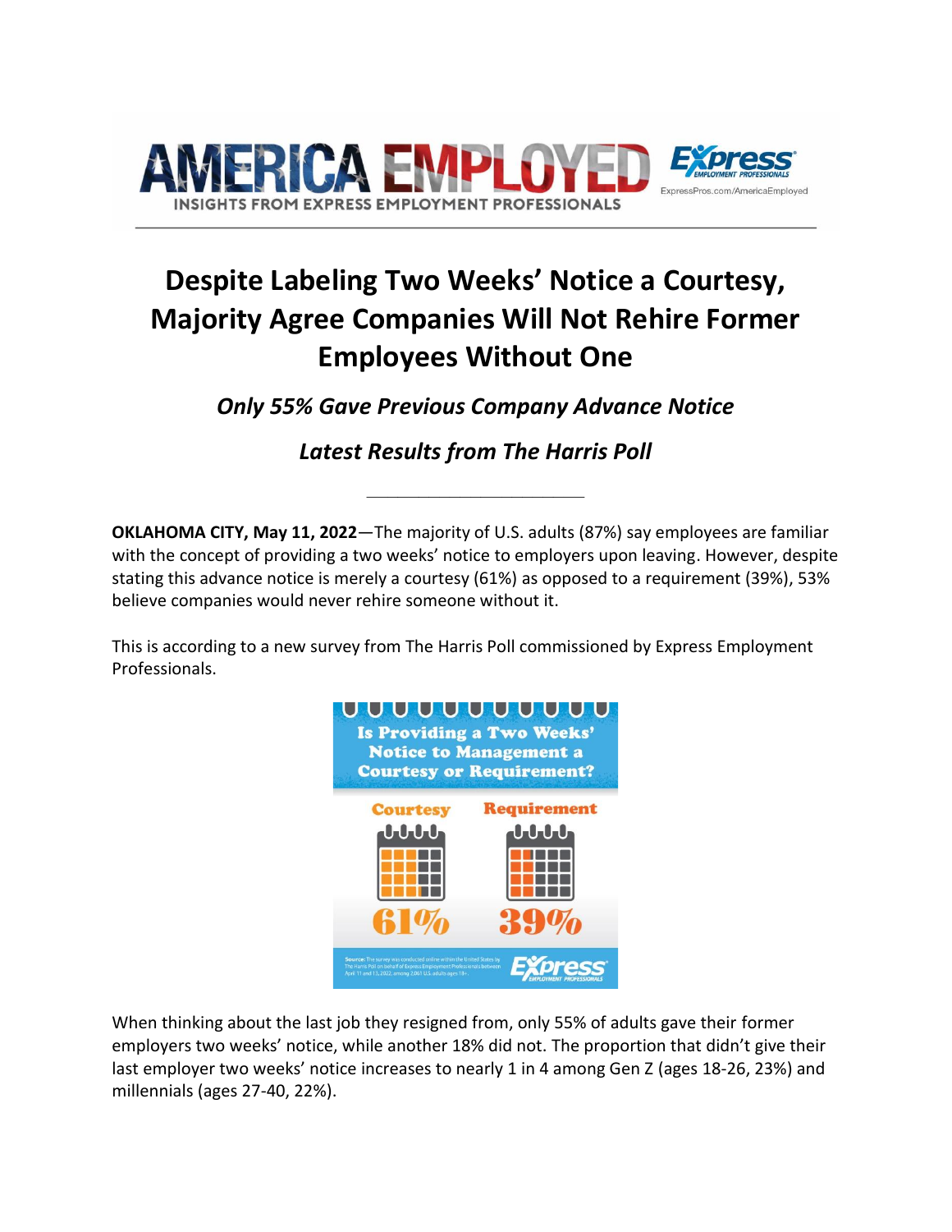# Despite Labeling Two Weeks' Notice a Courtesy, Majority Agree Companies Will Not Rehire Former Employees Without One

### *Only 55% Gave Previous Company Advance Notice*

### *Latest Results from The Harris Poll*

---

**OKLAHOMA CITY, May 11, 2022**—The majority of U.S. adults (87%) say employees are familiar with the concept of providing a two weeks' notice to employers upon leaving. However, despite stating this advance notice is merely a courtesy (61%) as opposed to a requirement (39%), 53% believe companies would never rehire someone without it.

This is according to a new survey from The Harris Poll commissioned by Express Employment Professionals.

**Is Providing a Two Weeks' Notice to Management a Courtesy or Requirement?**

| Courtesy | Requirement |
| --- | --- |
| 61% | 39% |

Source: The survey was conducted online within the United States by The Harris Poll on behalf of Express Employment Professionals between April 11 and 13, 2022, among 2,061 U.S. adults ages 18+.

When thinking about the last job they resigned from, only 55% of adults gave their former employers two weeks' notice, while another 18% did not. The proportion that didn't give their last employer two weeks' notice increases to nearly 1 in 4 among Gen Z (ages 18-26, 23%) and millennials (ages 27-40, 22%).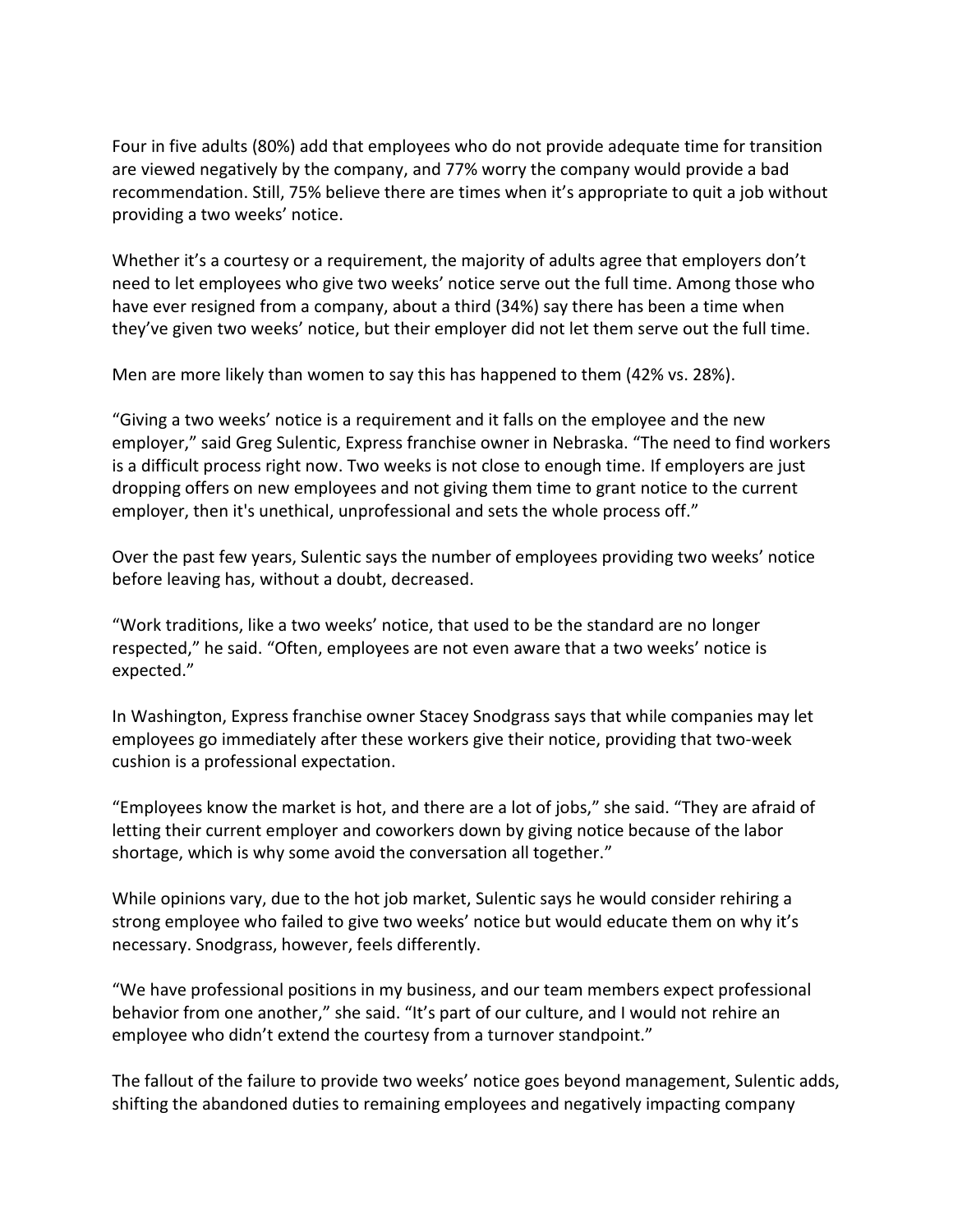Four in five adults (80%) add that employees who do not provide adequate time for transition are viewed negatively by the company, and 77% worry the company would provide a bad recommendation. Still, 75% believe there are times when it's appropriate to quit a job without providing a two weeks' notice.

Whether it's a courtesy or a requirement, the majority of adults agree that employers don't need to let employees who give two weeks' notice serve out the full time. Among those who have ever resigned from a company, about a third (34%) say there has been a time when they've given two weeks' notice, but their employer did not let them serve out the full time.

Men are more likely than women to say this has happened to them (42% vs. 28%).

"Giving a two weeks' notice is a requirement and it falls on the employee and the new employer," said Greg Sulentic, Express franchise owner in Nebraska. "The need to find workers is a difficult process right now. Two weeks is not close to enough time. If employers are just dropping offers on new employees and not giving them time to grant notice to the current employer, then it's unethical, unprofessional and sets the whole process off."

Over the past few years, Sulentic says the number of employees providing two weeks' notice before leaving has, without a doubt, decreased.

"Work traditions, like a two weeks' notice, that used to be the standard are no longer respected," he said. "Often, employees are not even aware that a two weeks' notice is expected."

In Washington, Express franchise owner Stacey Snodgrass says that while companies may let employees go immediately after these workers give their notice, providing that two-week cushion is a professional expectation.

"Employees know the market is hot, and there are a lot of jobs," she said. "They are afraid of letting their current employer and coworkers down by giving notice because of the labor shortage, which is why some avoid the conversation all together."

While opinions vary, due to the hot job market, Sulentic says he would consider rehiring a strong employee who failed to give two weeks' notice but would educate them on why it's necessary. Snodgrass, however, feels differently.

"We have professional positions in my business, and our team members expect professional behavior from one another," she said. "It's part of our culture, and I would not rehire an employee who didn't extend the courtesy from a turnover standpoint."

The fallout of the failure to provide two weeks' notice goes beyond management, Sulentic adds, shifting the abandoned duties to remaining employees and negatively impacting company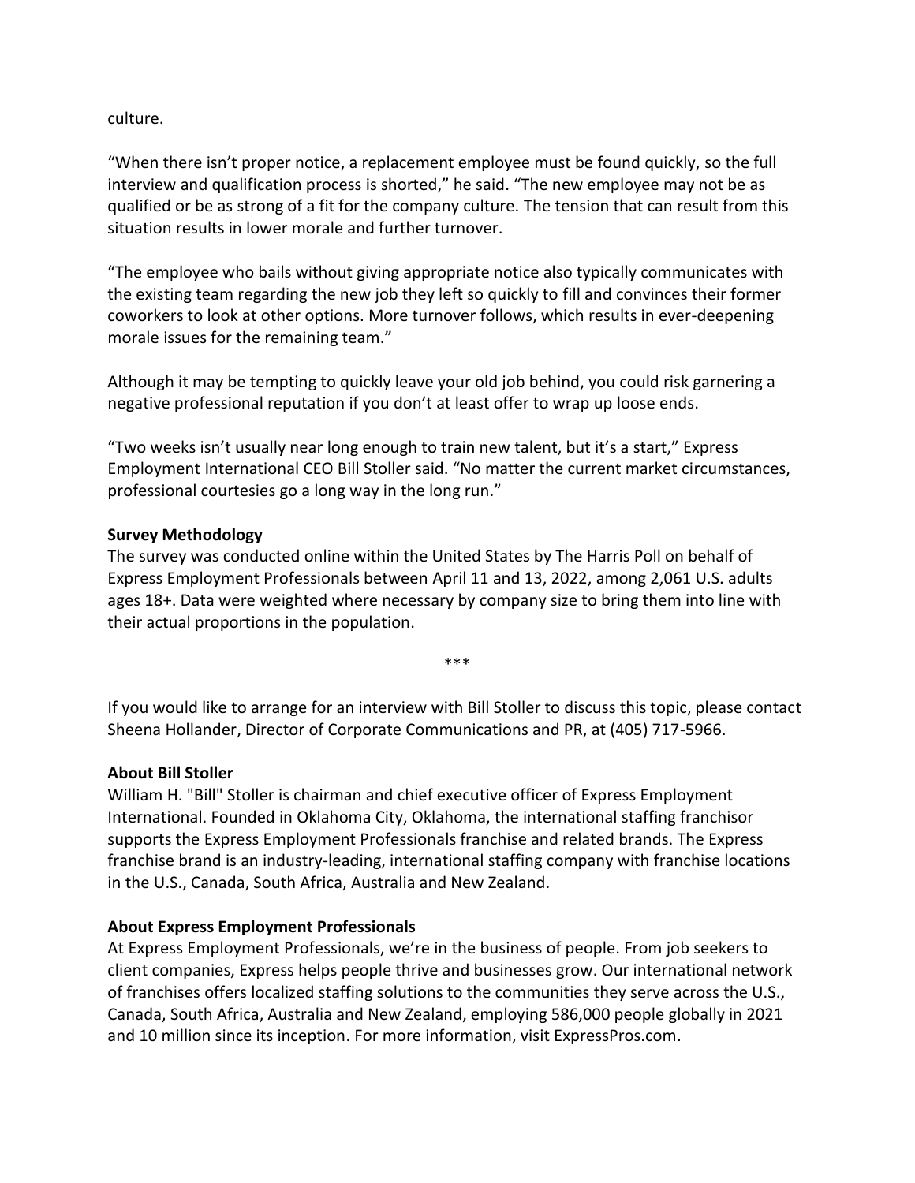culture.

"When there isn't proper notice, a replacement employee must be found quickly, so the full interview and qualification process is shorted," he said. "The new employee may not be as qualified or be as strong of a fit for the company culture. The tension that can result from this situation results in lower morale and further turnover.

"The employee who bails without giving appropriate notice also typically communicates with the existing team regarding the new job they left so quickly to fill and convinces their former coworkers to look at other options. More turnover follows, which results in ever-deepening morale issues for the remaining team."

Although it may be tempting to quickly leave your old job behind, you could risk garnering a negative professional reputation if you don't at least offer to wrap up loose ends.

"Two weeks isn't usually near long enough to train new talent, but it's a start," Express Employment International CEO Bill Stoller said. "No matter the current market circumstances, professional courtesies go a long way in the long run."

**Survey Methodology**
The survey was conducted online within the United States by The Harris Poll on behalf of Express Employment Professionals between April 11 and 13, 2022, among 2,061 U.S. adults ages 18+. Data were weighted where necessary by company size to bring them into line with their actual proportions in the population.

***

If you would like to arrange for an interview with Bill Stoller to discuss this topic, please contact Sheena Hollander, Director of Corporate Communications and PR, at (405) 717-5966.

**About Bill Stoller**
William H. "Bill" Stoller is chairman and chief executive officer of Express Employment International. Founded in Oklahoma City, Oklahoma, the international staffing franchisor supports the Express Employment Professionals franchise and related brands. The Express franchise brand is an industry-leading, international staffing company with franchise locations in the U.S., Canada, South Africa, Australia and New Zealand.

**About Express Employment Professionals**
At Express Employment Professionals, we're in the business of people. From job seekers to client companies, Express helps people thrive and businesses grow. Our international network of franchises offers localized staffing solutions to the communities they serve across the U.S., Canada, South Africa, Australia and New Zealand, employing 586,000 people globally in 2021 and 10 million since its inception. For more information, visit ExpressPros.com.